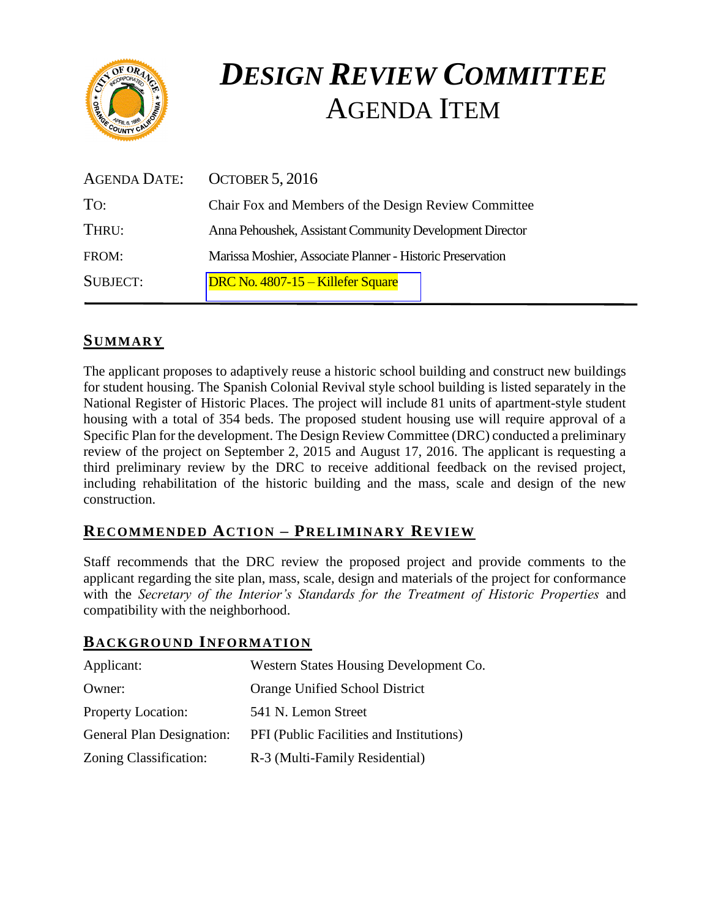# *DESIGN REVIEW COMMITTEE*
# AGENDA ITEM

| | |
|---|---|
| AGENDA DATE: | OCTOBER 5, 2016 |
| TO: | Chair Fox and Members of the Design Review Committee |
| THRU: | Anna Pehoushek, Assistant Community Development Director |
| FROM: | Marissa Moshier, Associate Planner - Historic Preservation |
| SUBJECT: | DRC No. 4807-15 – Killefer Square |

## SUMMARY

The applicant proposes to adaptively reuse a historic school building and construct new buildings for student housing. The Spanish Colonial Revival style school building is listed separately in the National Register of Historic Places. The project will include 81 units of apartment-style student housing with a total of 354 beds. The proposed student housing use will require approval of a Specific Plan for the development. The Design Review Committee (DRC) conducted a preliminary review of the project on September 2, 2015 and August 17, 2016. The applicant is requesting a third preliminary review by the DRC to receive additional feedback on the revised project, including rehabilitation of the historic building and the mass, scale and design of the new construction.

## RECOMMENDED ACTION – PRELIMINARY REVIEW

Staff recommends that the DRC review the proposed project and provide comments to the applicant regarding the site plan, mass, scale, design and materials of the project for conformance with the *Secretary of the Interior's Standards for the Treatment of Historic Properties* and compatibility with the neighborhood.

## BACKGROUND INFORMATION

| | |
|---|---|
| Applicant: | Western States Housing Development Co. |
| Owner: | Orange Unified School District |
| Property Location: | 541 N. Lemon Street |
| General Plan Designation: | PFI (Public Facilities and Institutions) |
| Zoning Classification: | R-3 (Multi-Family Residential) |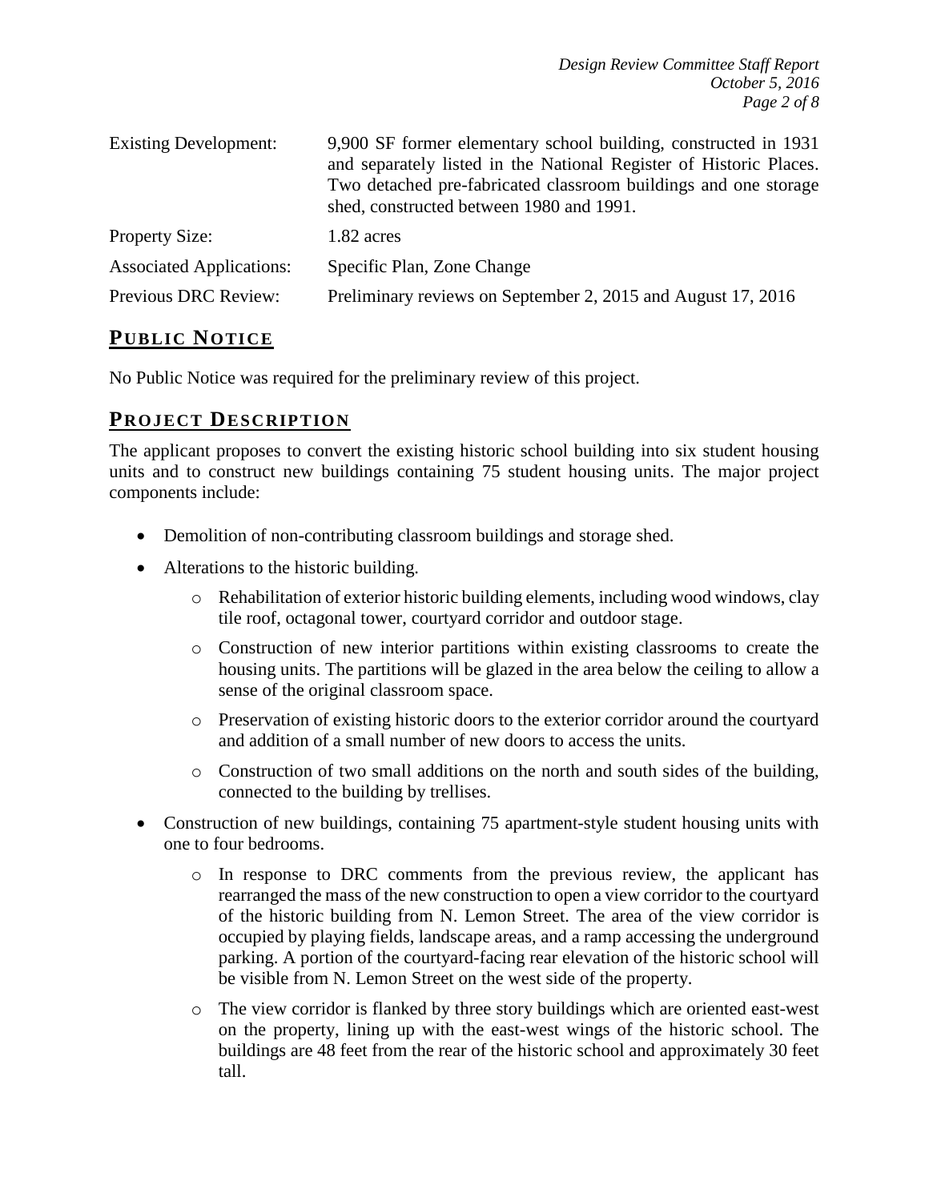| | |
|---|---|
| Existing Development: | 9,900 SF former elementary school building, constructed in 1931 and separately listed in the National Register of Historic Places. Two detached pre-fabricated classroom buildings and one storage shed, constructed between 1980 and 1991. |
| Property Size: | 1.82 acres |
| Associated Applications: | Specific Plan, Zone Change |
| Previous DRC Review: | Preliminary reviews on September 2, 2015 and August 17, 2016 |

## PUBLIC NOTICE

No Public Notice was required for the preliminary review of this project.

## PROJECT DESCRIPTION

The applicant proposes to convert the existing historic school building into six student housing units and to construct new buildings containing 75 student housing units. The major project components include:

- Demolition of non-contributing classroom buildings and storage shed.
- Alterations to the historic building.
    - Rehabilitation of exterior historic building elements, including wood windows, clay tile roof, octagonal tower, courtyard corridor and outdoor stage.
    - Construction of new interior partitions within existing classrooms to create the housing units. The partitions will be glazed in the area below the ceiling to allow a sense of the original classroom space.
    - Preservation of existing historic doors to the exterior corridor around the courtyard and addition of a small number of new doors to access the units.
    - Construction of two small additions on the north and south sides of the building, connected to the building by trellises.
- Construction of new buildings, containing 75 apartment-style student housing units with one to four bedrooms.
    - In response to DRC comments from the previous review, the applicant has rearranged the mass of the new construction to open a view corridor to the courtyard of the historic building from N. Lemon Street. The area of the view corridor is occupied by playing fields, landscape areas, and a ramp accessing the underground parking. A portion of the courtyard-facing rear elevation of the historic school will be visible from N. Lemon Street on the west side of the property.
    - The view corridor is flanked by three story buildings which are oriented east-west on the property, lining up with the east-west wings of the historic school. The buildings are 48 feet from the rear of the historic school and approximately 30 feet tall.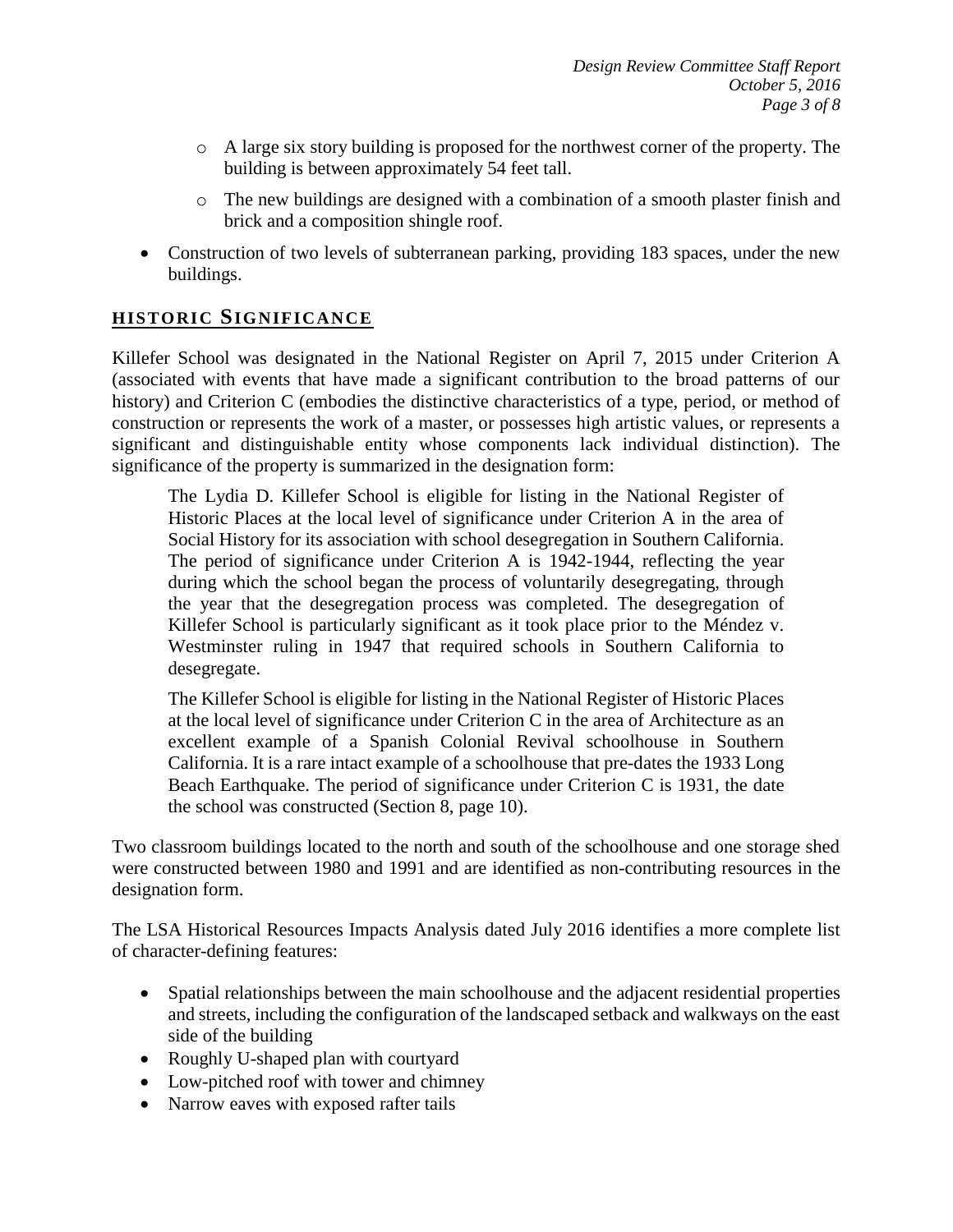- A large six story building is proposed for the northwest corner of the property. The building is between approximately 54 feet tall.
- The new buildings are designed with a combination of a smooth plaster finish and brick and a composition shingle roof.

- Construction of two levels of subterranean parking, providing 183 spaces, under the new buildings.

## HISTORIC SIGNIFICANCE

Killefer School was designated in the National Register on April 7, 2015 under Criterion A (associated with events that have made a significant contribution to the broad patterns of our history) and Criterion C (embodies the distinctive characteristics of a type, period, or method of construction or represents the work of a master, or possesses high artistic values, or represents a significant and distinguishable entity whose components lack individual distinction). The significance of the property is summarized in the designation form:

> The Lydia D. Killefer School is eligible for listing in the National Register of Historic Places at the local level of significance under Criterion A in the area of Social History for its association with school desegregation in Southern California. The period of significance under Criterion A is 1942-1944, reflecting the year during which the school began the process of voluntarily desegregating, through the year that the desegregation process was completed. The desegregation of Killefer School is particularly significant as it took place prior to the Méndez v. Westminster ruling in 1947 that required schools in Southern California to desegregate.
>
> The Killefer School is eligible for listing in the National Register of Historic Places at the local level of significance under Criterion C in the area of Architecture as an excellent example of a Spanish Colonial Revival schoolhouse in Southern California. It is a rare intact example of a schoolhouse that pre-dates the 1933 Long Beach Earthquake. The period of significance under Criterion C is 1931, the date the school was constructed (Section 8, page 10).

Two classroom buildings located to the north and south of the schoolhouse and one storage shed were constructed between 1980 and 1991 and are identified as non-contributing resources in the designation form.

The LSA Historical Resources Impacts Analysis dated July 2016 identifies a more complete list of character-defining features:

- Spatial relationships between the main schoolhouse and the adjacent residential properties and streets, including the configuration of the landscaped setback and walkways on the east side of the building
- Roughly U-shaped plan with courtyard
- Low-pitched roof with tower and chimney
- Narrow eaves with exposed rafter tails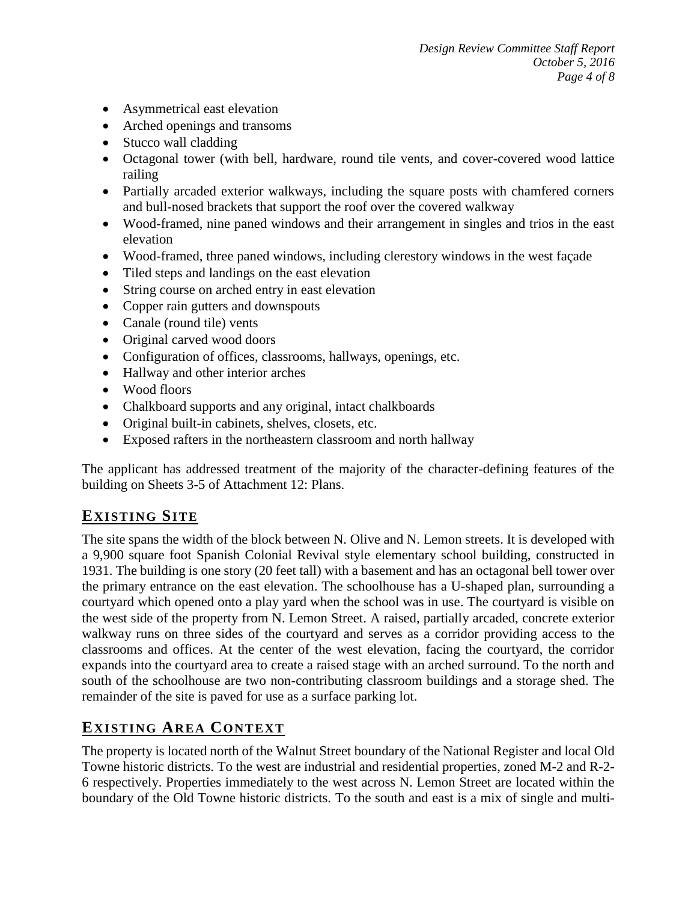- Asymmetrical east elevation
- Arched openings and transoms
- Stucco wall cladding
- Octagonal tower (with bell, hardware, round tile vents, and cover-covered wood lattice railing
- Partially arcaded exterior walkways, including the square posts with chamfered corners and bull-nosed brackets that support the roof over the covered walkway
- Wood-framed, nine paned windows and their arrangement in singles and trios in the east elevation
- Wood-framed, three paned windows, including clerestory windows in the west façade
- Tiled steps and landings on the east elevation
- String course on arched entry in east elevation
- Copper rain gutters and downspouts
- Canale (round tile) vents
- Original carved wood doors
- Configuration of offices, classrooms, hallways, openings, etc.
- Hallway and other interior arches
- Wood floors
- Chalkboard supports and any original, intact chalkboards
- Original built-in cabinets, shelves, closets, etc.
- Exposed rafters in the northeastern classroom and north hallway

The applicant has addressed treatment of the majority of the character-defining features of the building on Sheets 3-5 of Attachment 12: Plans.

## EXISTING SITE

The site spans the width of the block between N. Olive and N. Lemon streets. It is developed with a 9,900 square foot Spanish Colonial Revival style elementary school building, constructed in 1931. The building is one story (20 feet tall) with a basement and has an octagonal bell tower over the primary entrance on the east elevation. The schoolhouse has a U-shaped plan, surrounding a courtyard which opened onto a play yard when the school was in use. The courtyard is visible on the west side of the property from N. Lemon Street. A raised, partially arcaded, concrete exterior walkway runs on three sides of the courtyard and serves as a corridor providing access to the classrooms and offices. At the center of the west elevation, facing the courtyard, the corridor expands into the courtyard area to create a raised stage with an arched surround. To the north and south of the schoolhouse are two non-contributing classroom buildings and a storage shed. The remainder of the site is paved for use as a surface parking lot.

## EXISTING AREA CONTEXT

The property is located north of the Walnut Street boundary of the National Register and local Old Towne historic districts. To the west are industrial and residential properties, zoned M-2 and R-2-6 respectively. Properties immediately to the west across N. Lemon Street are located within the boundary of the Old Towne historic districts. To the south and east is a mix of single and multi-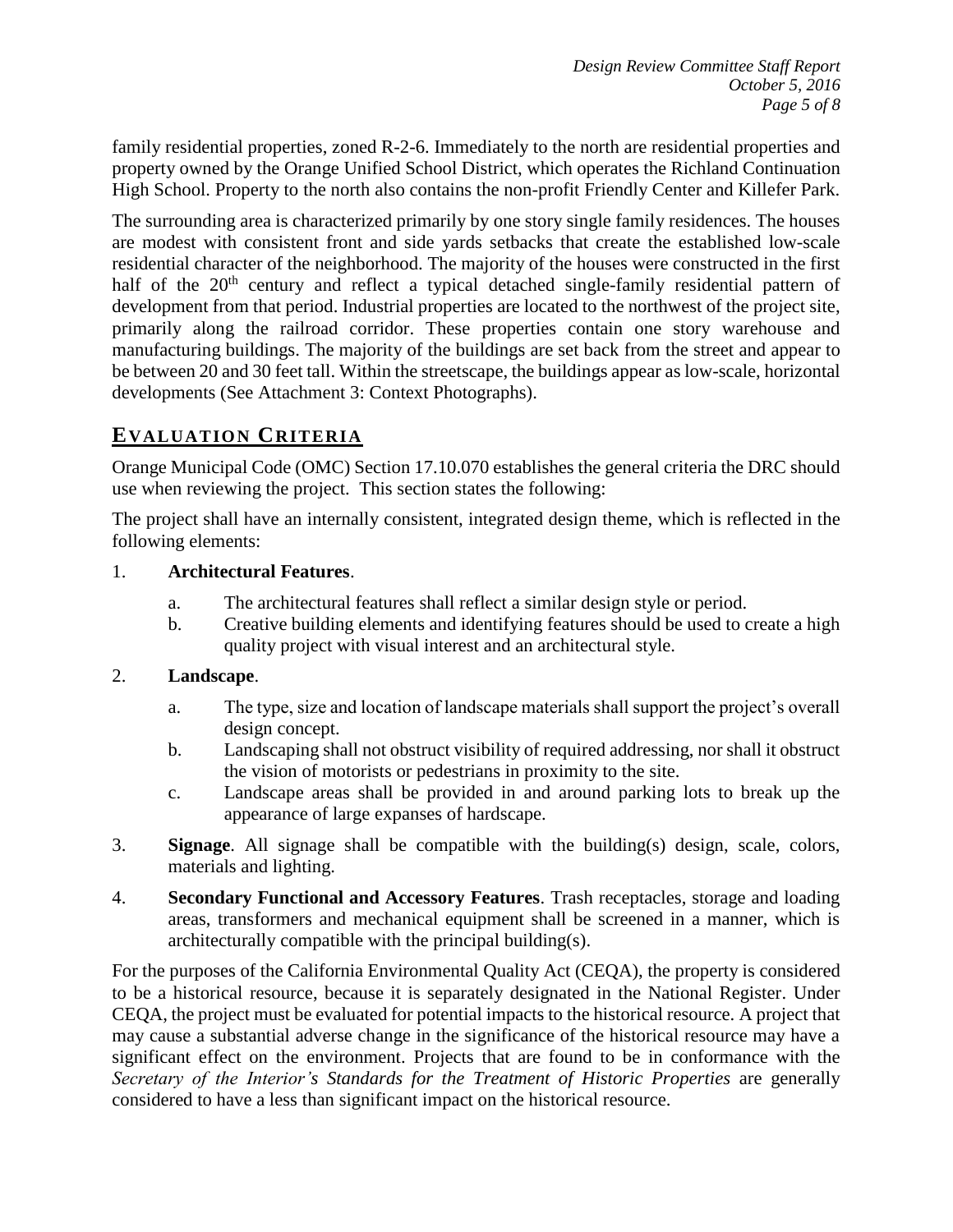family residential properties, zoned R-2-6. Immediately to the north are residential properties and property owned by the Orange Unified School District, which operates the Richland Continuation High School. Property to the north also contains the non-profit Friendly Center and Killefer Park.

The surrounding area is characterized primarily by one story single family residences. The houses are modest with consistent front and side yards setbacks that create the established low-scale residential character of the neighborhood. The majority of the houses were constructed in the first half of the 20th century and reflect a typical detached single-family residential pattern of development from that period. Industrial properties are located to the northwest of the project site, primarily along the railroad corridor. These properties contain one story warehouse and manufacturing buildings. The majority of the buildings are set back from the street and appear to be between 20 and 30 feet tall. Within the streetscape, the buildings appear as low-scale, horizontal developments (See Attachment 3: Context Photographs).

## EVALUATION CRITERIA

Orange Municipal Code (OMC) Section 17.10.070 establishes the general criteria the DRC should use when reviewing the project. This section states the following:

The project shall have an internally consistent, integrated design theme, which is reflected in the following elements:

1. **Architectural Features**.
   a. The architectural features shall reflect a similar design style or period.
   b. Creative building elements and identifying features should be used to create a high quality project with visual interest and an architectural style.

2. **Landscape**.
   a. The type, size and location of landscape materials shall support the project's overall design concept.
   b. Landscaping shall not obstruct visibility of required addressing, nor shall it obstruct the vision of motorists or pedestrians in proximity to the site.
   c. Landscape areas shall be provided in and around parking lots to break up the appearance of large expanses of hardscape.

3. **Signage**. All signage shall be compatible with the building(s) design, scale, colors, materials and lighting.

4. **Secondary Functional and Accessory Features**. Trash receptacles, storage and loading areas, transformers and mechanical equipment shall be screened in a manner, which is architecturally compatible with the principal building(s).

For the purposes of the California Environmental Quality Act (CEQA), the property is considered to be a historical resource, because it is separately designated in the National Register. Under CEQA, the project must be evaluated for potential impacts to the historical resource. A project that may cause a substantial adverse change in the significance of the historical resource may have a significant effect on the environment. Projects that are found to be in conformance with the *Secretary of the Interior's Standards for the Treatment of Historic Properties* are generally considered to have a less than significant impact on the historical resource.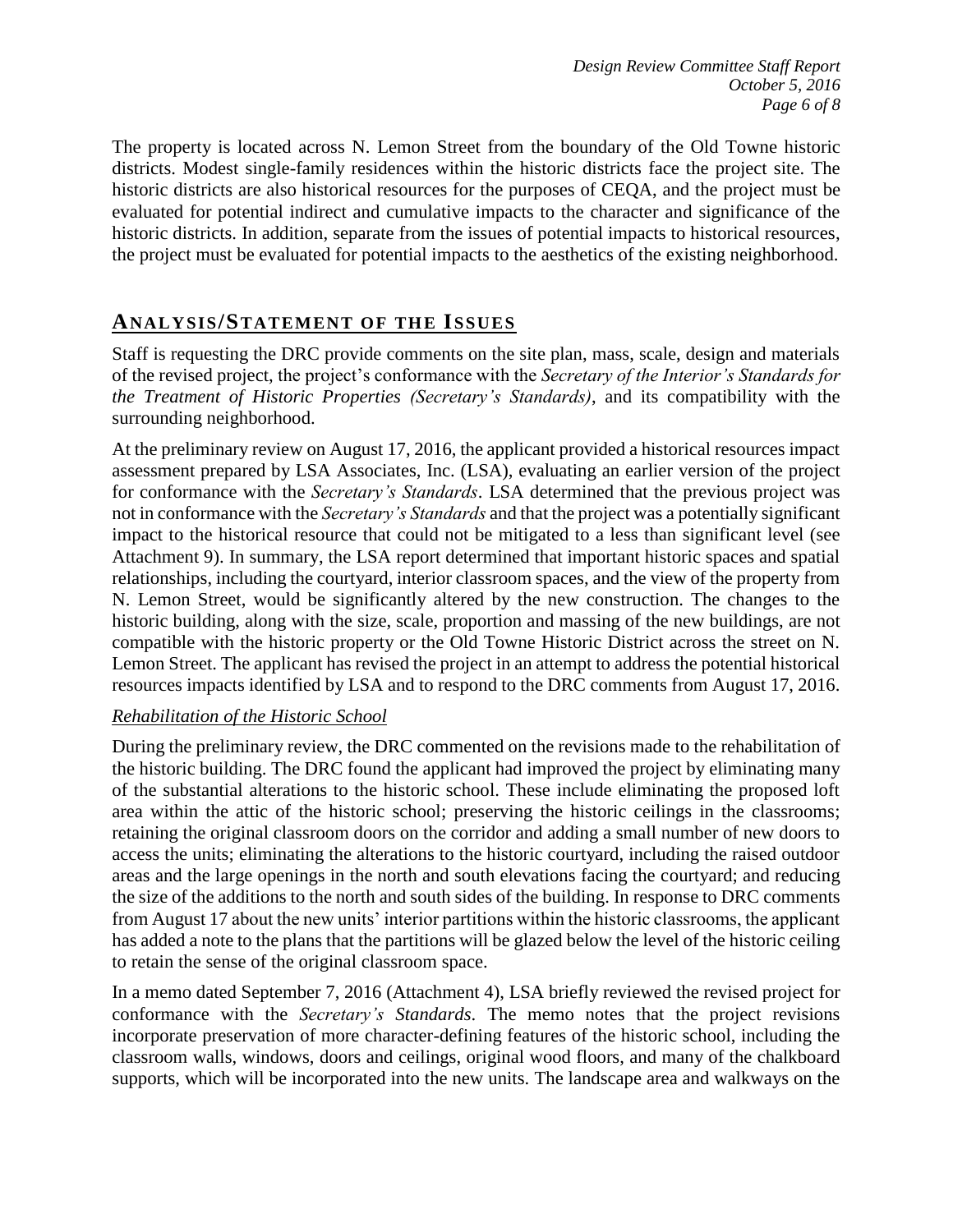The property is located across N. Lemon Street from the boundary of the Old Towne historic districts. Modest single-family residences within the historic districts face the project site. The historic districts are also historical resources for the purposes of CEQA, and the project must be evaluated for potential indirect and cumulative impacts to the character and significance of the historic districts. In addition, separate from the issues of potential impacts to historical resources, the project must be evaluated for potential impacts to the aesthetics of the existing neighborhood.

## ANALYSIS/STATEMENT OF THE ISSUES

Staff is requesting the DRC provide comments on the site plan, mass, scale, design and materials of the revised project, the project's conformance with the *Secretary of the Interior's Standards for the Treatment of Historic Properties (Secretary's Standards)*, and its compatibility with the surrounding neighborhood.

At the preliminary review on August 17, 2016, the applicant provided a historical resources impact assessment prepared by LSA Associates, Inc. (LSA), evaluating an earlier version of the project for conformance with the *Secretary's Standards*. LSA determined that the previous project was not in conformance with the *Secretary's Standards* and that the project was a potentially significant impact to the historical resource that could not be mitigated to a less than significant level (see Attachment 9). In summary, the LSA report determined that important historic spaces and spatial relationships, including the courtyard, interior classroom spaces, and the view of the property from N. Lemon Street, would be significantly altered by the new construction. The changes to the historic building, along with the size, scale, proportion and massing of the new buildings, are not compatible with the historic property or the Old Towne Historic District across the street on N. Lemon Street. The applicant has revised the project in an attempt to address the potential historical resources impacts identified by LSA and to respond to the DRC comments from August 17, 2016.

*Rehabilitation of the Historic School*

During the preliminary review, the DRC commented on the revisions made to the rehabilitation of the historic building. The DRC found the applicant had improved the project by eliminating many of the substantial alterations to the historic school. These include eliminating the proposed loft area within the attic of the historic school; preserving the historic ceilings in the classrooms; retaining the original classroom doors on the corridor and adding a small number of new doors to access the units; eliminating the alterations to the historic courtyard, including the raised outdoor areas and the large openings in the north and south elevations facing the courtyard; and reducing the size of the additions to the north and south sides of the building. In response to DRC comments from August 17 about the new units' interior partitions within the historic classrooms, the applicant has added a note to the plans that the partitions will be glazed below the level of the historic ceiling to retain the sense of the original classroom space.

In a memo dated September 7, 2016 (Attachment 4), LSA briefly reviewed the revised project for conformance with the *Secretary's Standards*. The memo notes that the project revisions incorporate preservation of more character-defining features of the historic school, including the classroom walls, windows, doors and ceilings, original wood floors, and many of the chalkboard supports, which will be incorporated into the new units. The landscape area and walkways on the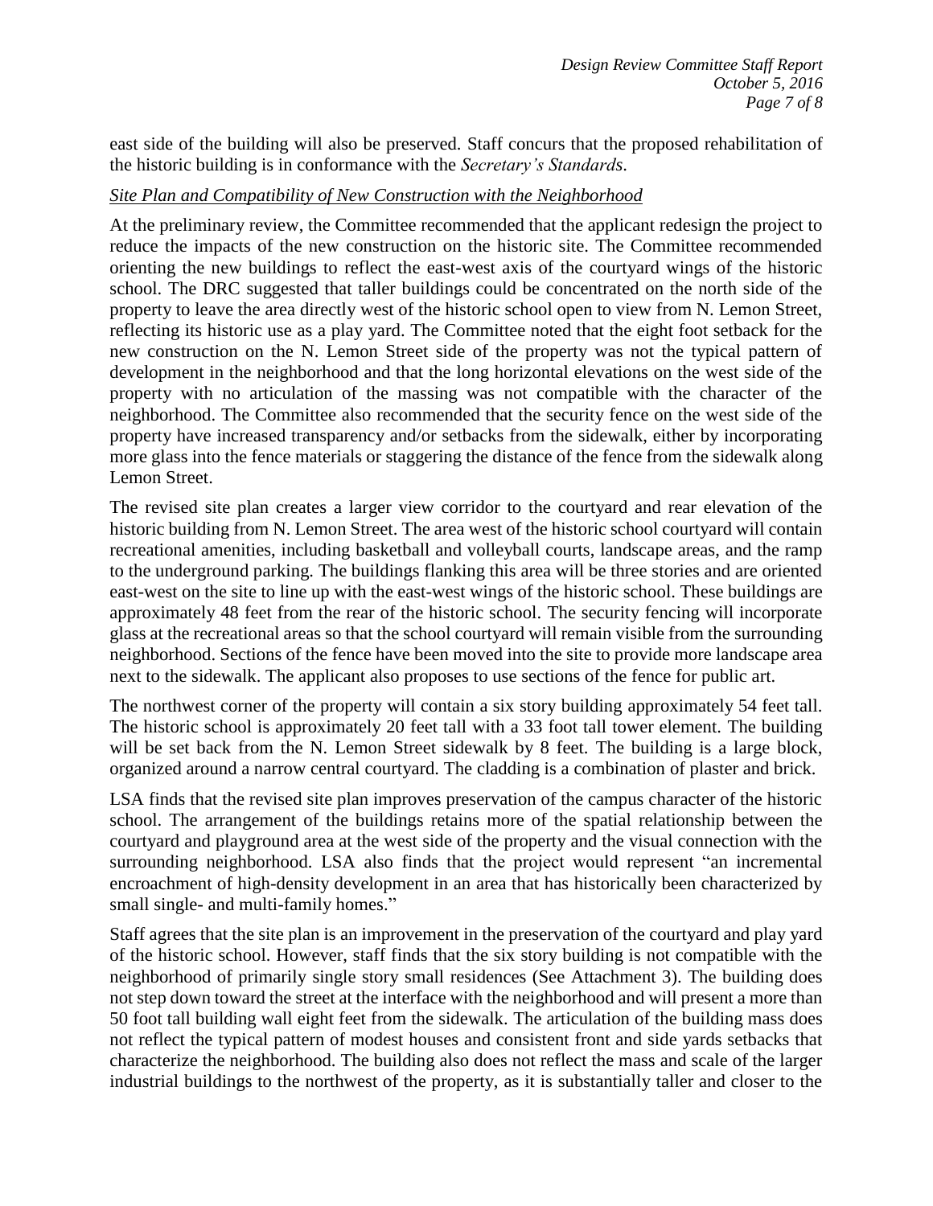east side of the building will also be preserved. Staff concurs that the proposed rehabilitation of the historic building is in conformance with the *Secretary's Standards*.

*Site Plan and Compatibility of New Construction with the Neighborhood*

At the preliminary review, the Committee recommended that the applicant redesign the project to reduce the impacts of the new construction on the historic site. The Committee recommended orienting the new buildings to reflect the east-west axis of the courtyard wings of the historic school. The DRC suggested that taller buildings could be concentrated on the north side of the property to leave the area directly west of the historic school open to view from N. Lemon Street, reflecting its historic use as a play yard. The Committee noted that the eight foot setback for the new construction on the N. Lemon Street side of the property was not the typical pattern of development in the neighborhood and that the long horizontal elevations on the west side of the property with no articulation of the massing was not compatible with the character of the neighborhood. The Committee also recommended that the security fence on the west side of the property have increased transparency and/or setbacks from the sidewalk, either by incorporating more glass into the fence materials or staggering the distance of the fence from the sidewalk along Lemon Street.

The revised site plan creates a larger view corridor to the courtyard and rear elevation of the historic building from N. Lemon Street. The area west of the historic school courtyard will contain recreational amenities, including basketball and volleyball courts, landscape areas, and the ramp to the underground parking. The buildings flanking this area will be three stories and are oriented east-west on the site to line up with the east-west wings of the historic school. These buildings are approximately 48 feet from the rear of the historic school. The security fencing will incorporate glass at the recreational areas so that the school courtyard will remain visible from the surrounding neighborhood. Sections of the fence have been moved into the site to provide more landscape area next to the sidewalk. The applicant also proposes to use sections of the fence for public art.

The northwest corner of the property will contain a six story building approximately 54 feet tall. The historic school is approximately 20 feet tall with a 33 foot tall tower element. The building will be set back from the N. Lemon Street sidewalk by 8 feet. The building is a large block, organized around a narrow central courtyard. The cladding is a combination of plaster and brick.

LSA finds that the revised site plan improves preservation of the campus character of the historic school. The arrangement of the buildings retains more of the spatial relationship between the courtyard and playground area at the west side of the property and the visual connection with the surrounding neighborhood. LSA also finds that the project would represent "an incremental encroachment of high-density development in an area that has historically been characterized by small single- and multi-family homes."

Staff agrees that the site plan is an improvement in the preservation of the courtyard and play yard of the historic school. However, staff finds that the six story building is not compatible with the neighborhood of primarily single story small residences (See Attachment 3). The building does not step down toward the street at the interface with the neighborhood and will present a more than 50 foot tall building wall eight feet from the sidewalk. The articulation of the building mass does not reflect the typical pattern of modest houses and consistent front and side yards setbacks that characterize the neighborhood. The building also does not reflect the mass and scale of the larger industrial buildings to the northwest of the property, as it is substantially taller and closer to the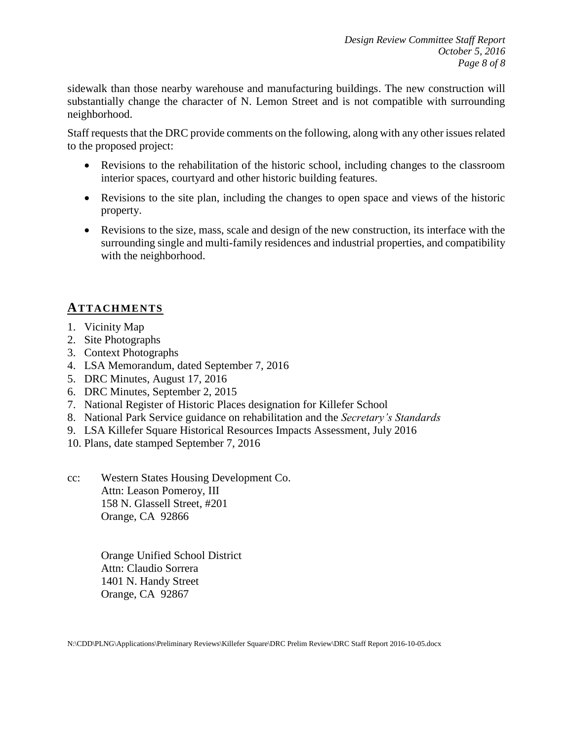sidewalk than those nearby warehouse and manufacturing buildings. The new construction will substantially change the character of N. Lemon Street and is not compatible with surrounding neighborhood.

Staff requests that the DRC provide comments on the following, along with any other issues related to the proposed project:

- Revisions to the rehabilitation of the historic school, including changes to the classroom interior spaces, courtyard and other historic building features.
- Revisions to the site plan, including the changes to open space and views of the historic property.
- Revisions to the size, mass, scale and design of the new construction, its interface with the surrounding single and multi-family residences and industrial properties, and compatibility with the neighborhood.

## ATTACHMENTS

1. Vicinity Map
2. Site Photographs
3. Context Photographs
4. LSA Memorandum, dated September 7, 2016
5. DRC Minutes, August 17, 2016
6. DRC Minutes, September 2, 2015
7. National Register of Historic Places designation for Killefer School
8. National Park Service guidance on rehabilitation and the *Secretary's Standards*
9. LSA Killefer Square Historical Resources Impacts Assessment, July 2016
10. Plans, date stamped September 7, 2016

cc: Western States Housing Development Co.
Attn: Leason Pomeroy, III
158 N. Glassell Street, #201
Orange, CA 92866

Orange Unified School District
Attn: Claudio Sorrera
1401 N. Handy Street
Orange, CA 92867

N:\CDD\PLNG\Applications\Preliminary Reviews\Killefer Square\DRC Prelim Review\DRC Staff Report 2016-10-05.docx